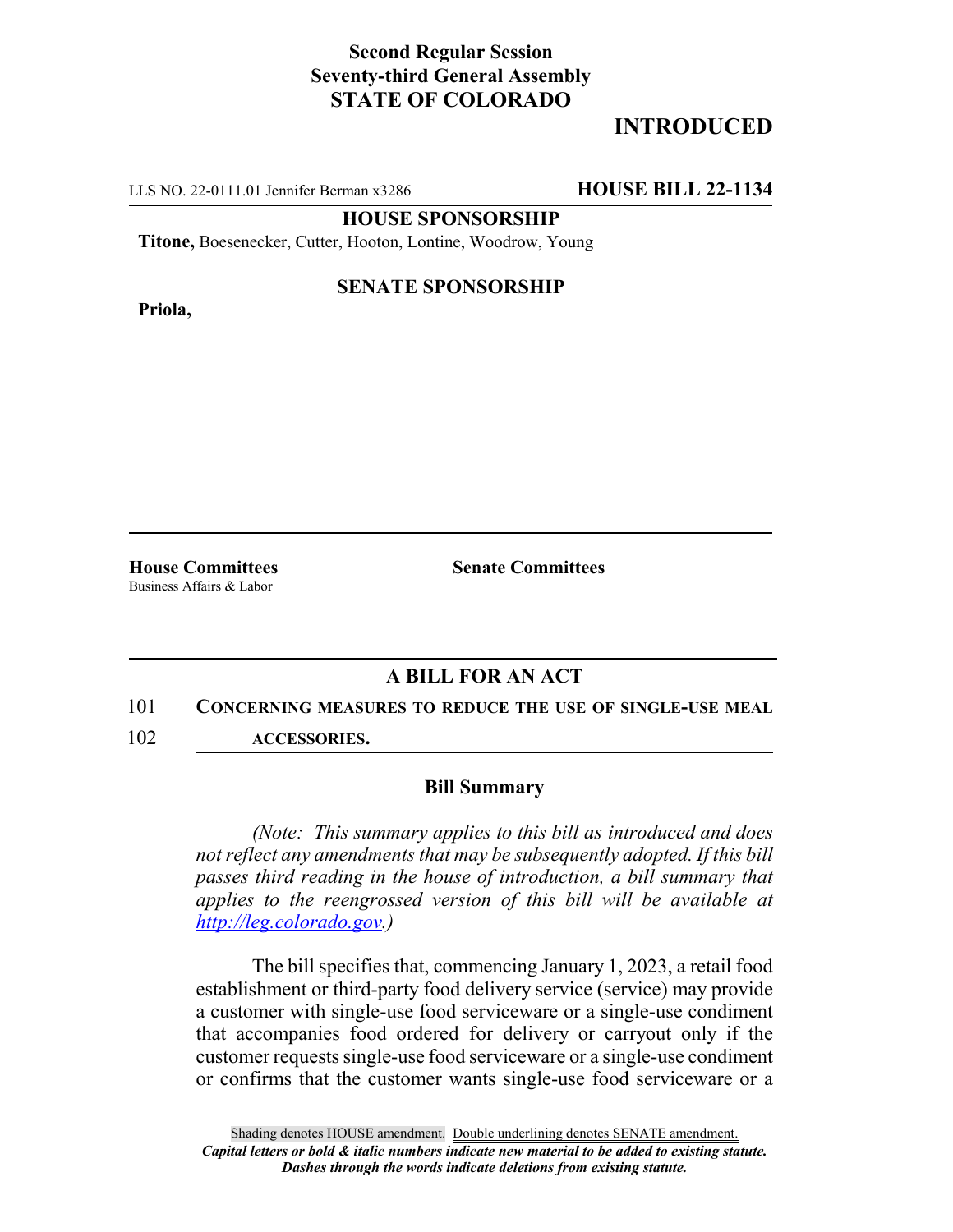**Second Regular Session**
**Seventy-third General Assembly**
**STATE OF COLORADO**

# INTRODUCED

LLS NO. 22-0111.01 Jennifer Berman x3286 **HOUSE BILL 22-1134**

**HOUSE SPONSORSHIP**

**Titone,** Boesenecker, Cutter, Hooton, Lontine, Woodrow, Young

**SENATE SPONSORSHIP**

**Priola,**

**House Committees**
Business Affairs & Labor

**Senate Committees**

## A BILL FOR AN ACT

101 **CONCERNING MEASURES TO REDUCE THE USE OF SINGLE-USE MEAL**
102 **ACCESSORIES.**

### Bill Summary

*(Note: This summary applies to this bill as introduced and does not reflect any amendments that may be subsequently adopted. If this bill passes third reading in the house of introduction, a bill summary that applies to the reengrossed version of this bill will be available at http://leg.colorado.gov.)*

The bill specifies that, commencing January 1, 2023, a retail food establishment or third-party food delivery service (service) may provide a customer with single-use food serviceware or a single-use condiment that accompanies food ordered for delivery or carryout only if the customer requests single-use food serviceware or a single-use condiment or confirms that the customer wants single-use food serviceware or a

Shading denotes HOUSE amendment. Double underlining denotes SENATE amendment.
*Capital letters or bold & italic numbers indicate new material to be added to existing statute.*
*Dashes through the words indicate deletions from existing statute.*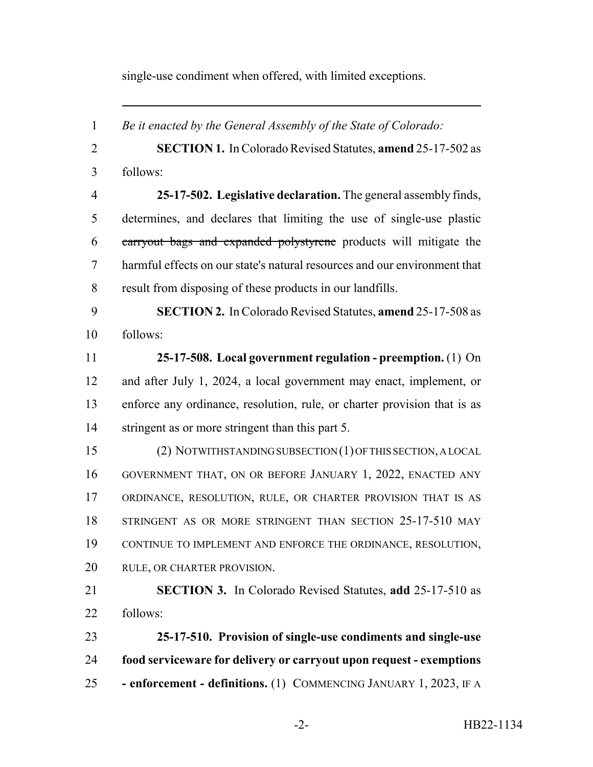single-use condiment when offered, with limited exceptions.

---

1 *Be it enacted by the General Assembly of the State of Colorado:*

2 **SECTION 1.** In Colorado Revised Statutes, **amend** 25-17-502 as
3 follows:

4 **25-17-502. Legislative declaration.** The general assembly finds,
5 determines, and declares that limiting the use of single-use plastic
6 ~~carryout bags and expanded polystyrene~~ products will mitigate the
7 harmful effects on our state's natural resources and our environment that
8 result from disposing of these products in our landfills.

9 **SECTION 2.** In Colorado Revised Statutes, **amend** 25-17-508 as
10 follows:

11 **25-17-508. Local government regulation - preemption.** (1) On
12 and after July 1, 2024, a local government may enact, implement, or
13 enforce any ordinance, resolution, rule, or charter provision that is as
14 stringent as or more stringent than this part 5.

15 (2) NOTWITHSTANDING SUBSECTION (1) OF THIS SECTION, A LOCAL
16 GOVERNMENT THAT, ON OR BEFORE JANUARY 1, 2022, ENACTED ANY
17 ORDINANCE, RESOLUTION, RULE, OR CHARTER PROVISION THAT IS AS
18 STRINGENT AS OR MORE STRINGENT THAN SECTION 25-17-510 MAY
19 CONTINUE TO IMPLEMENT AND ENFORCE THE ORDINANCE, RESOLUTION,
20 RULE, OR CHARTER PROVISION.

21 **SECTION 3.** In Colorado Revised Statutes, **add** 25-17-510 as
22 follows:

23 **25-17-510. Provision of single-use condiments and single-use**
24 **food serviceware for delivery or carryout upon request - exemptions**
25 **- enforcement - definitions.** (1) COMMENCING JANUARY 1, 2023, IF A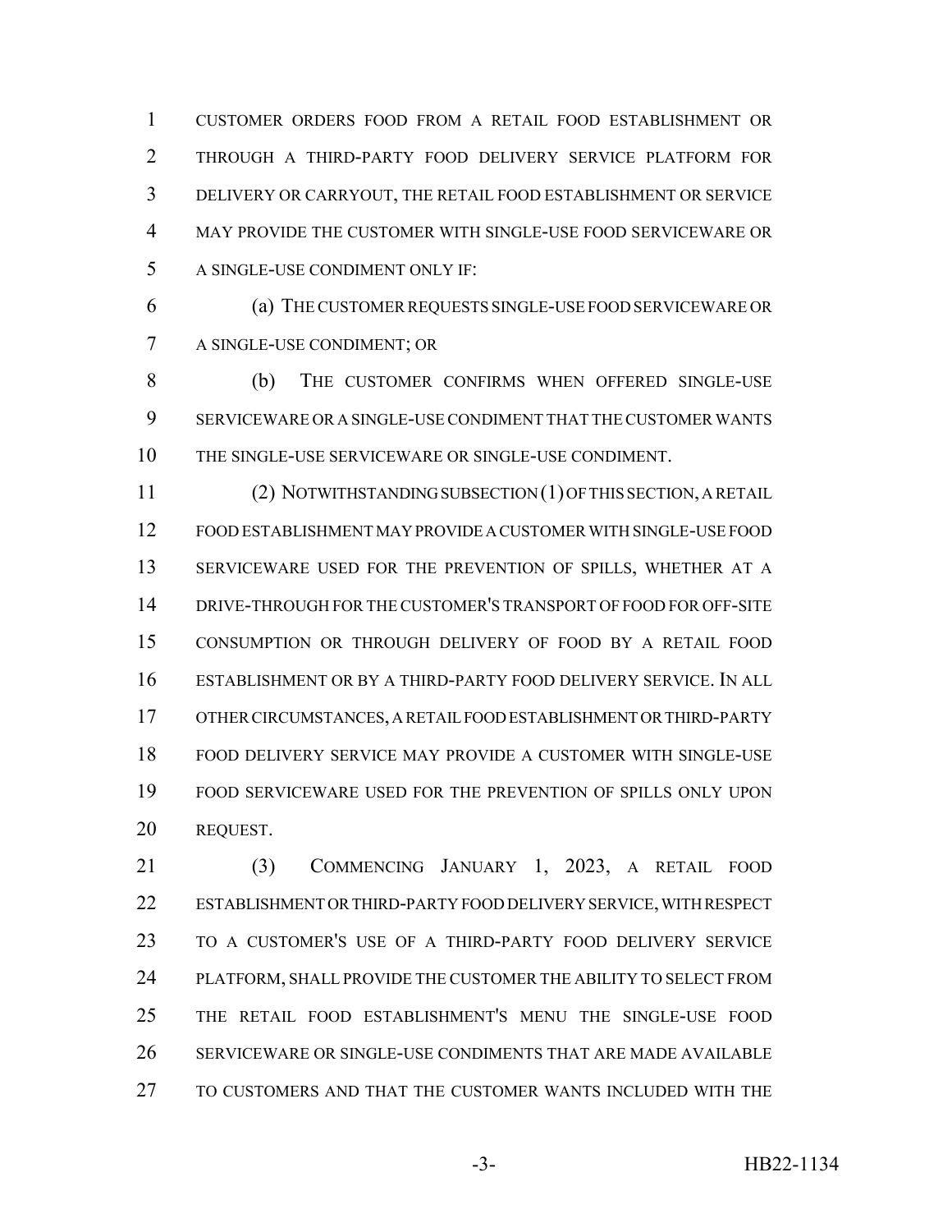CUSTOMER ORDERS FOOD FROM A RETAIL FOOD ESTABLISHMENT OR THROUGH A THIRD-PARTY FOOD DELIVERY SERVICE PLATFORM FOR DELIVERY OR CARRYOUT, THE RETAIL FOOD ESTABLISHMENT OR SERVICE MAY PROVIDE THE CUSTOMER WITH SINGLE-USE FOOD SERVICEWARE OR A SINGLE-USE CONDIMENT ONLY IF:

(a) THE CUSTOMER REQUESTS SINGLE-USE FOOD SERVICEWARE OR A SINGLE-USE CONDIMENT; OR

(b) THE CUSTOMER CONFIRMS WHEN OFFERED SINGLE-USE SERVICEWARE OR A SINGLE-USE CONDIMENT THAT THE CUSTOMER WANTS THE SINGLE-USE SERVICEWARE OR SINGLE-USE CONDIMENT.

(2) NOTWITHSTANDING SUBSECTION (1) OF THIS SECTION, A RETAIL FOOD ESTABLISHMENT MAY PROVIDE A CUSTOMER WITH SINGLE-USE FOOD SERVICEWARE USED FOR THE PREVENTION OF SPILLS, WHETHER AT A DRIVE-THROUGH FOR THE CUSTOMER'S TRANSPORT OF FOOD FOR OFF-SITE CONSUMPTION OR THROUGH DELIVERY OF FOOD BY A RETAIL FOOD ESTABLISHMENT OR BY A THIRD-PARTY FOOD DELIVERY SERVICE. IN ALL OTHER CIRCUMSTANCES, A RETAIL FOOD ESTABLISHMENT OR THIRD-PARTY FOOD DELIVERY SERVICE MAY PROVIDE A CUSTOMER WITH SINGLE-USE FOOD SERVICEWARE USED FOR THE PREVENTION OF SPILLS ONLY UPON REQUEST.

(3) COMMENCING JANUARY 1, 2023, A RETAIL FOOD ESTABLISHMENT OR THIRD-PARTY FOOD DELIVERY SERVICE, WITH RESPECT TO A CUSTOMER'S USE OF A THIRD-PARTY FOOD DELIVERY SERVICE PLATFORM, SHALL PROVIDE THE CUSTOMER THE ABILITY TO SELECT FROM THE RETAIL FOOD ESTABLISHMENT'S MENU THE SINGLE-USE FOOD SERVICEWARE OR SINGLE-USE CONDIMENTS THAT ARE MADE AVAILABLE TO CUSTOMERS AND THAT THE CUSTOMER WANTS INCLUDED WITH THE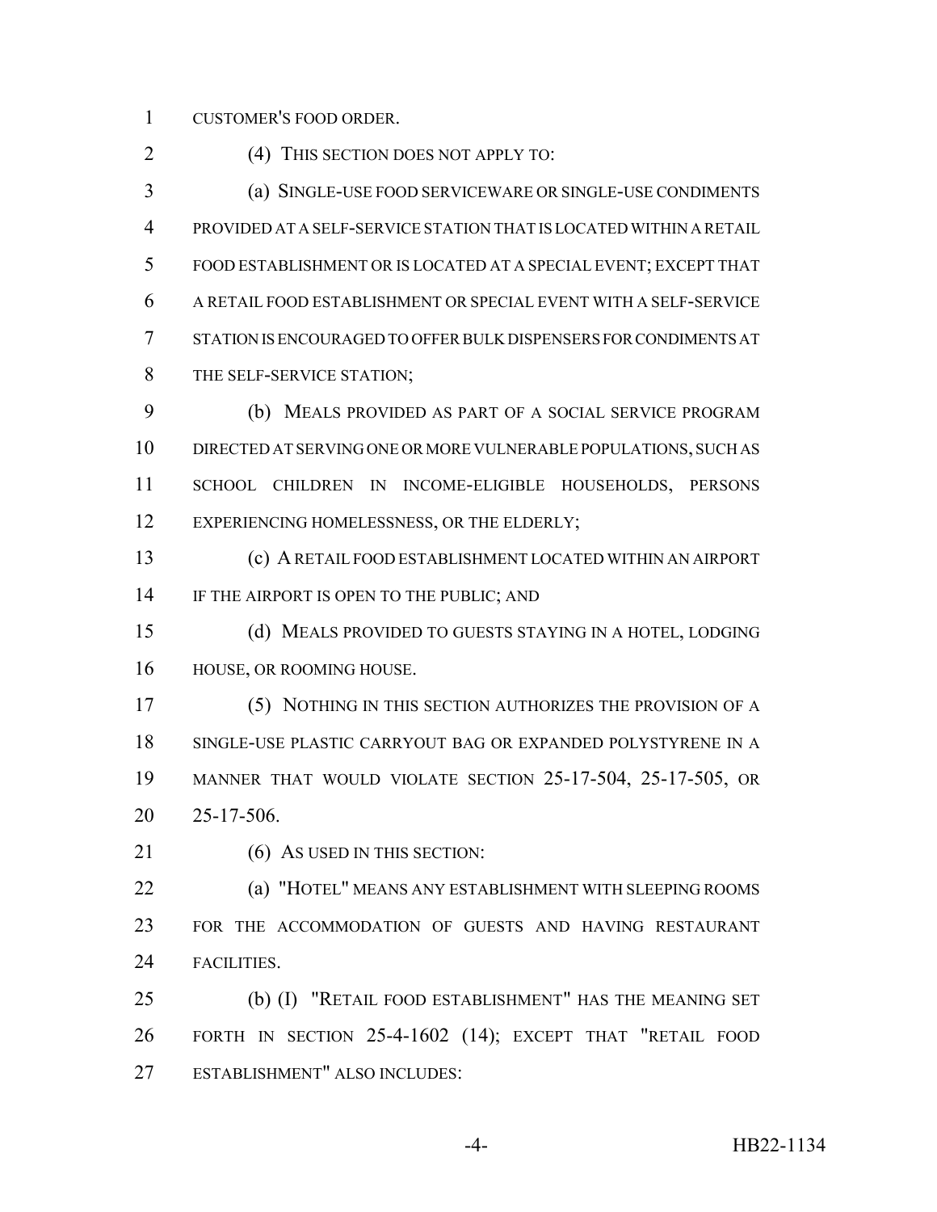CUSTOMER'S FOOD ORDER.

(4) THIS SECTION DOES NOT APPLY TO:

(a) SINGLE-USE FOOD SERVICEWARE OR SINGLE-USE CONDIMENTS PROVIDED AT A SELF-SERVICE STATION THAT IS LOCATED WITHIN A RETAIL FOOD ESTABLISHMENT OR IS LOCATED AT A SPECIAL EVENT; EXCEPT THAT A RETAIL FOOD ESTABLISHMENT OR SPECIAL EVENT WITH A SELF-SERVICE STATION IS ENCOURAGED TO OFFER BULK DISPENSERS FOR CONDIMENTS AT THE SELF-SERVICE STATION;

(b) MEALS PROVIDED AS PART OF A SOCIAL SERVICE PROGRAM DIRECTED AT SERVING ONE OR MORE VULNERABLE POPULATIONS, SUCH AS SCHOOL CHILDREN IN INCOME-ELIGIBLE HOUSEHOLDS, PERSONS EXPERIENCING HOMELESSNESS, OR THE ELDERLY;

(c) A RETAIL FOOD ESTABLISHMENT LOCATED WITHIN AN AIRPORT IF THE AIRPORT IS OPEN TO THE PUBLIC; AND

(d) MEALS PROVIDED TO GUESTS STAYING IN A HOTEL, LODGING HOUSE, OR ROOMING HOUSE.

(5) NOTHING IN THIS SECTION AUTHORIZES THE PROVISION OF A SINGLE-USE PLASTIC CARRYOUT BAG OR EXPANDED POLYSTYRENE IN A MANNER THAT WOULD VIOLATE SECTION 25-17-504, 25-17-505, OR 25-17-506.

(6) AS USED IN THIS SECTION:

(a) "HOTEL" MEANS ANY ESTABLISHMENT WITH SLEEPING ROOMS FOR THE ACCOMMODATION OF GUESTS AND HAVING RESTAURANT FACILITIES.

(b) (I) "RETAIL FOOD ESTABLISHMENT" HAS THE MEANING SET FORTH IN SECTION 25-4-1602 (14); EXCEPT THAT "RETAIL FOOD ESTABLISHMENT" ALSO INCLUDES: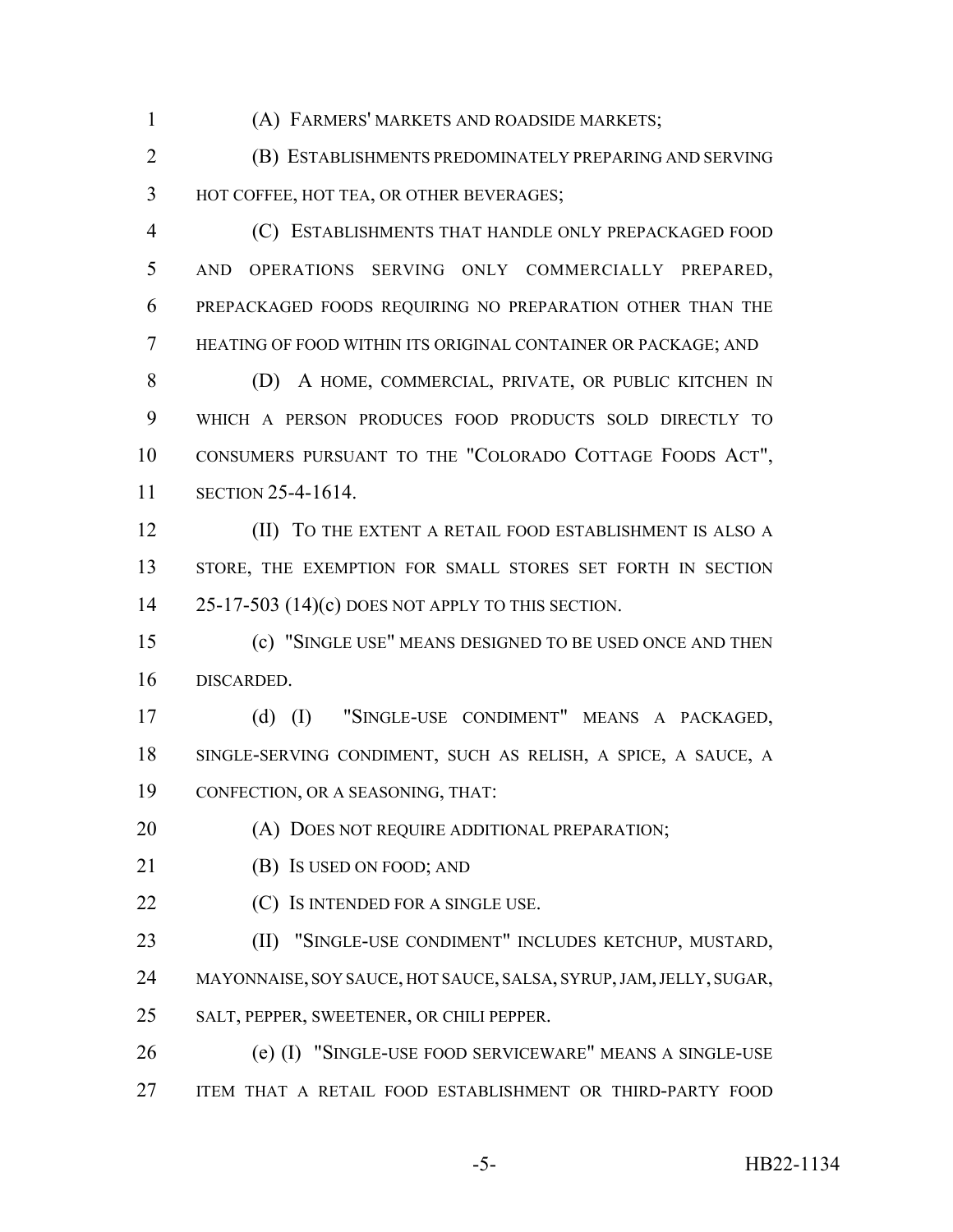(A) FARMERS' MARKETS AND ROADSIDE MARKETS;

(B) ESTABLISHMENTS PREDOMINATELY PREPARING AND SERVING HOT COFFEE, HOT TEA, OR OTHER BEVERAGES;

(C) ESTABLISHMENTS THAT HANDLE ONLY PREPACKAGED FOOD AND OPERATIONS SERVING ONLY COMMERCIALLY PREPARED, PREPACKAGED FOODS REQUIRING NO PREPARATION OTHER THAN THE HEATING OF FOOD WITHIN ITS ORIGINAL CONTAINER OR PACKAGE; AND

(D) A HOME, COMMERCIAL, PRIVATE, OR PUBLIC KITCHEN IN WHICH A PERSON PRODUCES FOOD PRODUCTS SOLD DIRECTLY TO CONSUMERS PURSUANT TO THE "COLORADO COTTAGE FOODS ACT", SECTION 25-4-1614.

(II) TO THE EXTENT A RETAIL FOOD ESTABLISHMENT IS ALSO A STORE, THE EXEMPTION FOR SMALL STORES SET FORTH IN SECTION 25-17-503 (14)(c) DOES NOT APPLY TO THIS SECTION.

(c) "SINGLE USE" MEANS DESIGNED TO BE USED ONCE AND THEN DISCARDED.

(d) (I) "SINGLE-USE CONDIMENT" MEANS A PACKAGED, SINGLE-SERVING CONDIMENT, SUCH AS RELISH, A SPICE, A SAUCE, A CONFECTION, OR A SEASONING, THAT:

(A) DOES NOT REQUIRE ADDITIONAL PREPARATION;

(B) IS USED ON FOOD; AND

(C) IS INTENDED FOR A SINGLE USE.

(II) "SINGLE-USE CONDIMENT" INCLUDES KETCHUP, MUSTARD, MAYONNAISE, SOY SAUCE, HOT SAUCE, SALSA, SYRUP, JAM, JELLY, SUGAR, SALT, PEPPER, SWEETENER, OR CHILI PEPPER.

(e) (I) "SINGLE-USE FOOD SERVICEWARE" MEANS A SINGLE-USE ITEM THAT A RETAIL FOOD ESTABLISHMENT OR THIRD-PARTY FOOD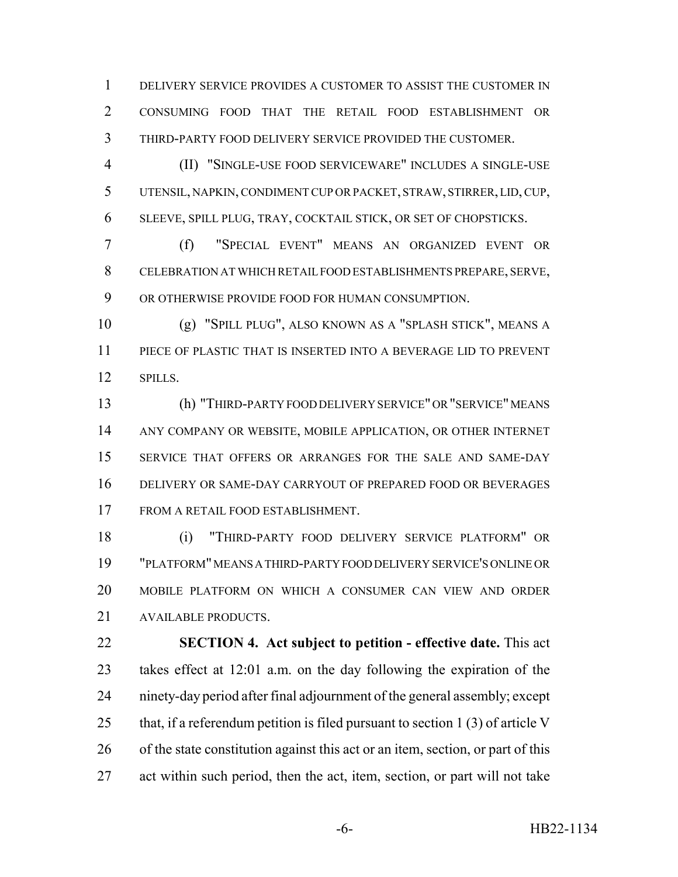DELIVERY SERVICE PROVIDES A CUSTOMER TO ASSIST THE CUSTOMER IN CONSUMING FOOD THAT THE RETAIL FOOD ESTABLISHMENT OR THIRD-PARTY FOOD DELIVERY SERVICE PROVIDED THE CUSTOMER.

(II) "SINGLE-USE FOOD SERVICEWARE" INCLUDES A SINGLE-USE UTENSIL, NAPKIN, CONDIMENT CUP OR PACKET, STRAW, STIRRER, LID, CUP, SLEEVE, SPILL PLUG, TRAY, COCKTAIL STICK, OR SET OF CHOPSTICKS.

(f) "SPECIAL EVENT" MEANS AN ORGANIZED EVENT OR CELEBRATION AT WHICH RETAIL FOOD ESTABLISHMENTS PREPARE, SERVE, OR OTHERWISE PROVIDE FOOD FOR HUMAN CONSUMPTION.

(g) "SPILL PLUG", ALSO KNOWN AS A "SPLASH STICK", MEANS A PIECE OF PLASTIC THAT IS INSERTED INTO A BEVERAGE LID TO PREVENT SPILLS.

(h) "THIRD-PARTY FOOD DELIVERY SERVICE" OR "SERVICE" MEANS ANY COMPANY OR WEBSITE, MOBILE APPLICATION, OR OTHER INTERNET SERVICE THAT OFFERS OR ARRANGES FOR THE SALE AND SAME-DAY DELIVERY OR SAME-DAY CARRYOUT OF PREPARED FOOD OR BEVERAGES FROM A RETAIL FOOD ESTABLISHMENT.

(i) "THIRD-PARTY FOOD DELIVERY SERVICE PLATFORM" OR "PLATFORM" MEANS A THIRD-PARTY FOOD DELIVERY SERVICE'S ONLINE OR MOBILE PLATFORM ON WHICH A CONSUMER CAN VIEW AND ORDER AVAILABLE PRODUCTS.

**SECTION 4. Act subject to petition - effective date.** This act takes effect at 12:01 a.m. on the day following the expiration of the ninety-day period after final adjournment of the general assembly; except that, if a referendum petition is filed pursuant to section 1 (3) of article V of the state constitution against this act or an item, section, or part of this act within such period, then the act, item, section, or part will not take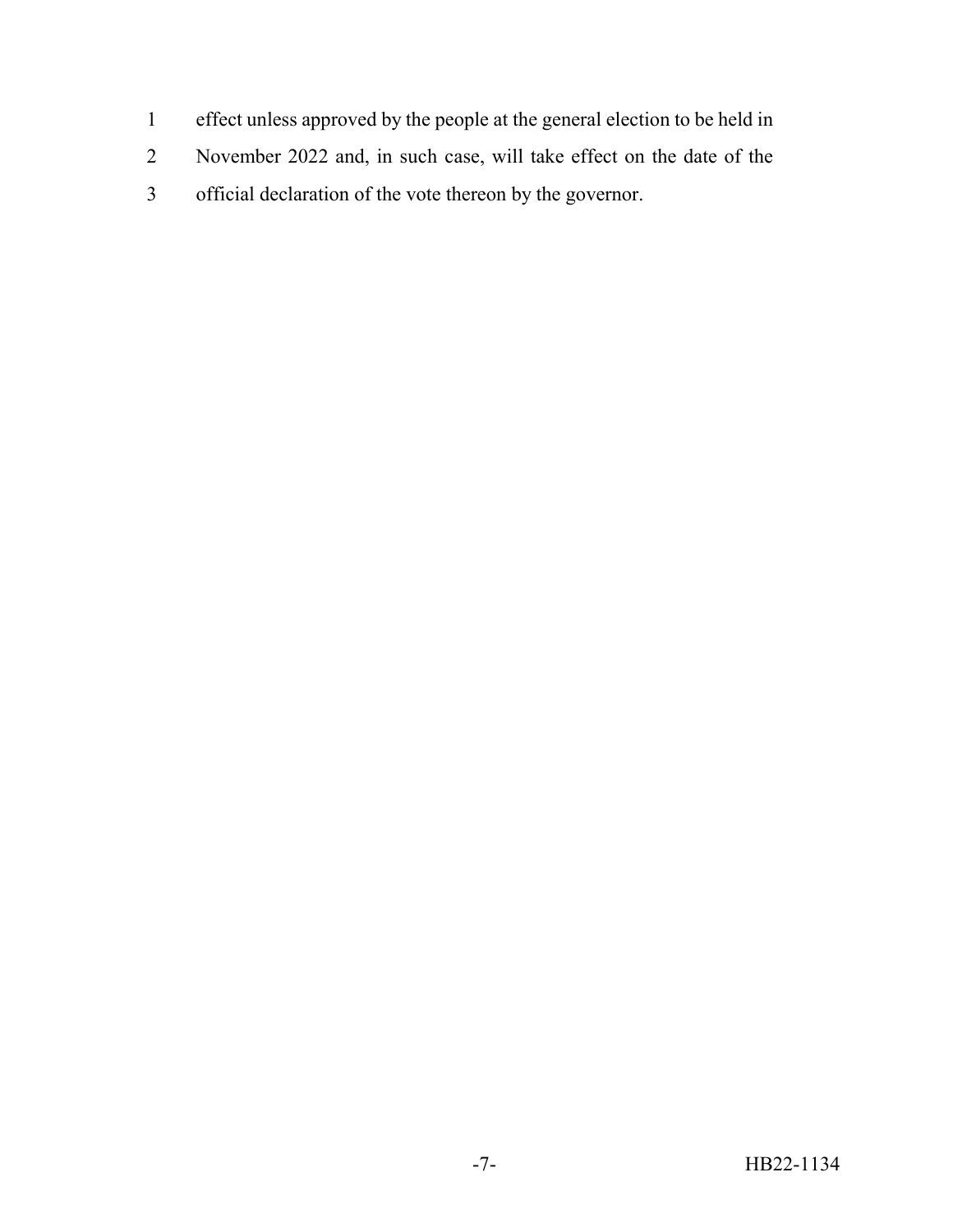effect unless approved by the people at the general election to be held in November 2022 and, in such case, will take effect on the date of the official declaration of the vote thereon by the governor.